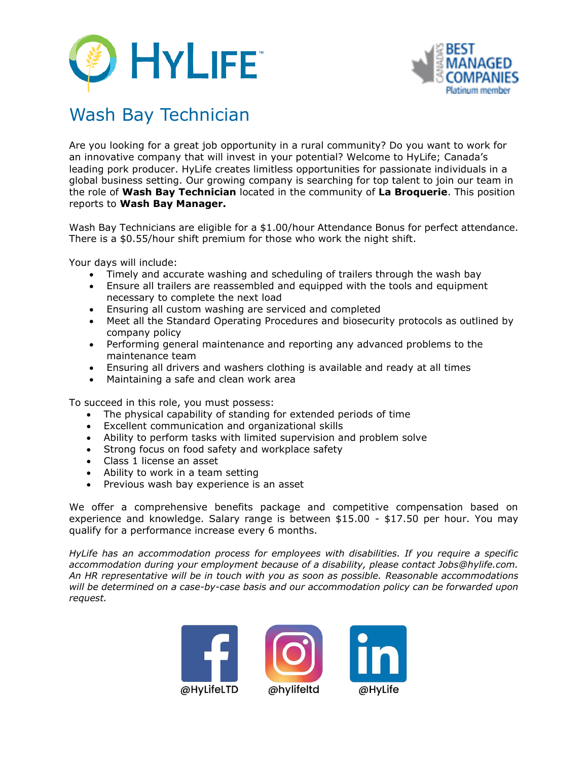HyLife™

Canada's Best Managed Companies — Platinum member

# Wash Bay Technician

Are you looking for a great job opportunity in a rural community? Do you want to work for an innovative company that will invest in your potential? Welcome to HyLife; Canada's leading pork producer. HyLife creates limitless opportunities for passionate individuals in a global business setting. Our growing company is searching for top talent to join our team in the role of **Wash Bay Technician** located in the community of **La Broquerie**. This position reports to **Wash Bay Manager.**

Wash Bay Technicians are eligible for a $1.00/hour Attendance Bonus for perfect attendance. There is a $0.55/hour shift premium for those who work the night shift.

Your days will include:

- Timely and accurate washing and scheduling of trailers through the wash bay
- Ensure all trailers are reassembled and equipped with the tools and equipment necessary to complete the next load
- Ensuring all custom washing are serviced and completed
- Meet all the Standard Operating Procedures and biosecurity protocols as outlined by company policy
- Performing general maintenance and reporting any advanced problems to the maintenance team
- Ensuring all drivers and washers clothing is available and ready at all times
- Maintaining a safe and clean work area

To succeed in this role, you must possess:

- The physical capability of standing for extended periods of time
- Excellent communication and organizational skills
- Ability to perform tasks with limited supervision and problem solve
- Strong focus on food safety and workplace safety
- Class 1 license an asset
- Ability to work in a team setting
- Previous wash bay experience is an asset

We offer a comprehensive benefits package and competitive compensation based on experience and knowledge. Salary range is between $15.00 - $17.50 per hour. You may qualify for a performance increase every 6 months.

*HyLife has an accommodation process for employees with disabilities. If you require a specific accommodation during your employment because of a disability, please contact Jobs@hylife.com. An HR representative will be in touch with you as soon as possible. Reasonable accommodations will be determined on a case-by-case basis and our accommodation policy can be forwarded upon request.*

@HyLifeLTD @hylifeltd @HyLife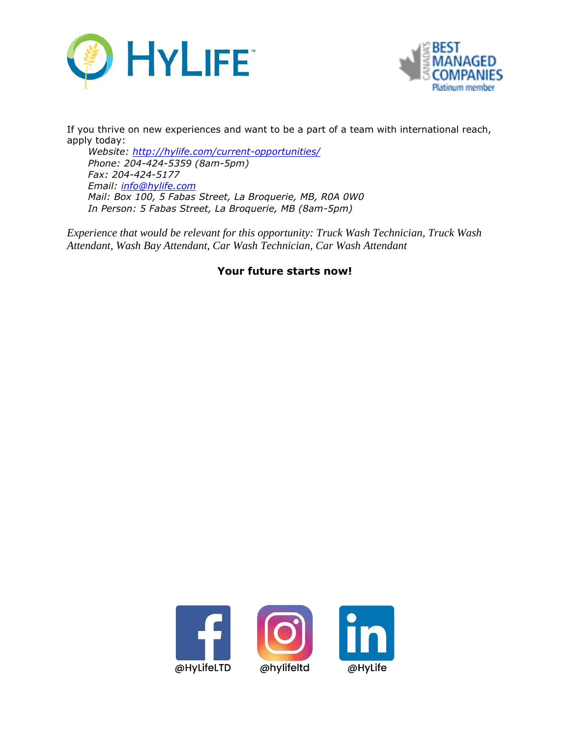If you thrive on new experiences and want to be a part of a team with international reach, apply today:

*Website: [http://hylife.com/current-opportunities/](http://hylife.com/current-opportunities/)*
*Phone: 204-424-5359 (8am-5pm)*
*Fax: 204-424-5177*
*Email: [info@hylife.com](mailto:info@hylife.com)*
*Mail: Box 100, 5 Fabas Street, La Broquerie, MB, R0A 0W0*
*In Person: 5 Fabas Street, La Broquerie, MB (8am-5pm)*

*Experience that would be relevant for this opportunity: Truck Wash Technician, Truck Wash Attendant, Wash Bay Attendant, Car Wash Technician, Car Wash Attendant*

**Your future starts now!**

@HyLifeLTD @hylifeltd @HyLife